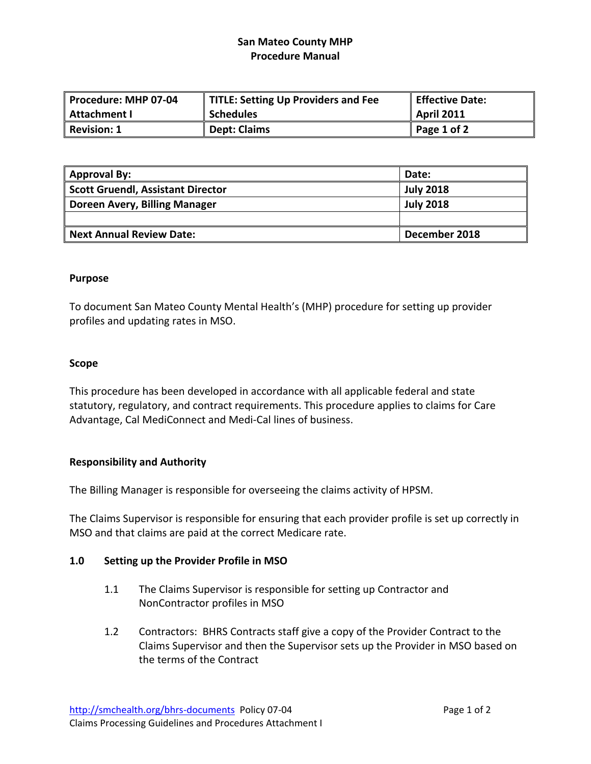**San Mateo County MHP**
**Procedure Manual**

| Procedure: MHP 07-04 Attachment I | TITLE: Setting Up Providers and Fee Schedules | Effective Date: April 2011 |
|---|---|---|
| Revision: 1 | Dept: Claims | Page 1 of 2 |

| Approval By: | Date: |
|---|---|
| Scott Gruendl, Assistant Director | July 2018 |
| Doreen Avery, Billing Manager | July 2018 |
| | |
| Next Annual Review Date: | December 2018 |

## Purpose

To document San Mateo County Mental Health's (MHP) procedure for setting up provider profiles and updating rates in MSO.

## Scope

This procedure has been developed in accordance with all applicable federal and state statutory, regulatory, and contract requirements. This procedure applies to claims for Care Advantage, Cal MediConnect and Medi-Cal lines of business.

## Responsibility and Authority

The Billing Manager is responsible for overseeing the claims activity of HPSM.

The Claims Supervisor is responsible for ensuring that each provider profile is set up correctly in MSO and that claims are paid at the correct Medicare rate.

## 1.0 Setting up the Provider Profile in MSO

1.1 The Claims Supervisor is responsible for setting up Contractor and NonContractor profiles in MSO

1.2 Contractors: BHRS Contracts staff give a copy of the Provider Contract to the Claims Supervisor and then the Supervisor sets up the Provider in MSO based on the terms of the Contract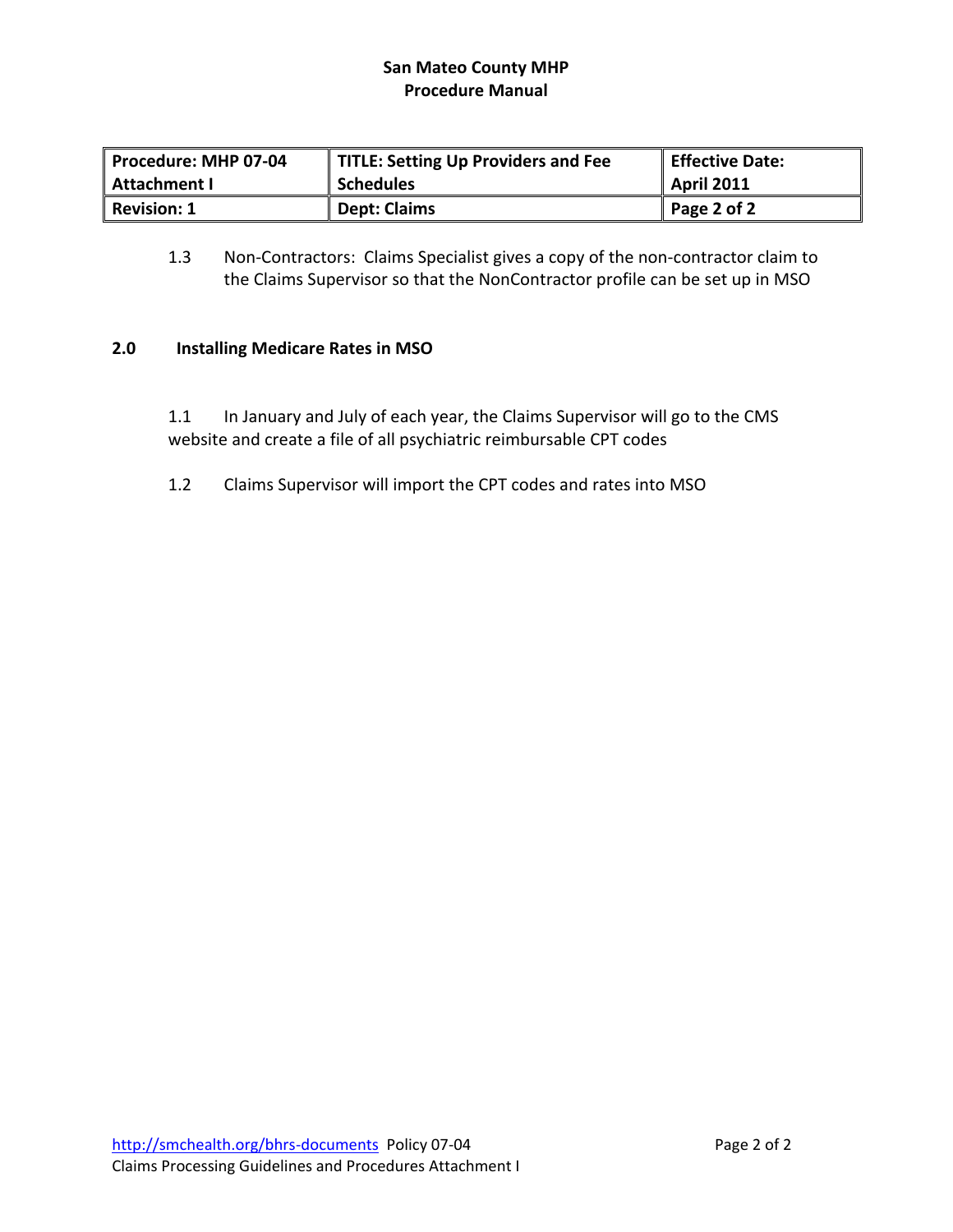# San Mateo County MHP
# Procedure Manual

| | | |
|---|---|---|
| **Procedure: MHP 07-04 Attachment I** | **TITLE: Setting Up Providers and Fee Schedules** | **Effective Date: April 2011** |
| **Revision: 1** | **Dept: Claims** | **Page 2 of 2** |

1.3 Non-Contractors: Claims Specialist gives a copy of the non-contractor claim to the Claims Supervisor so that the NonContractor profile can be set up in MSO

## 2.0 Installing Medicare Rates in MSO

1.1 In January and July of each year, the Claims Supervisor will go to the CMS website and create a file of all psychiatric reimbursable CPT codes

1.2 Claims Supervisor will import the CPT codes and rates into MSO

http://smchealth.org/bhrs-documents Policy 07-04
Claims Processing Guidelines and Procedures Attachment I